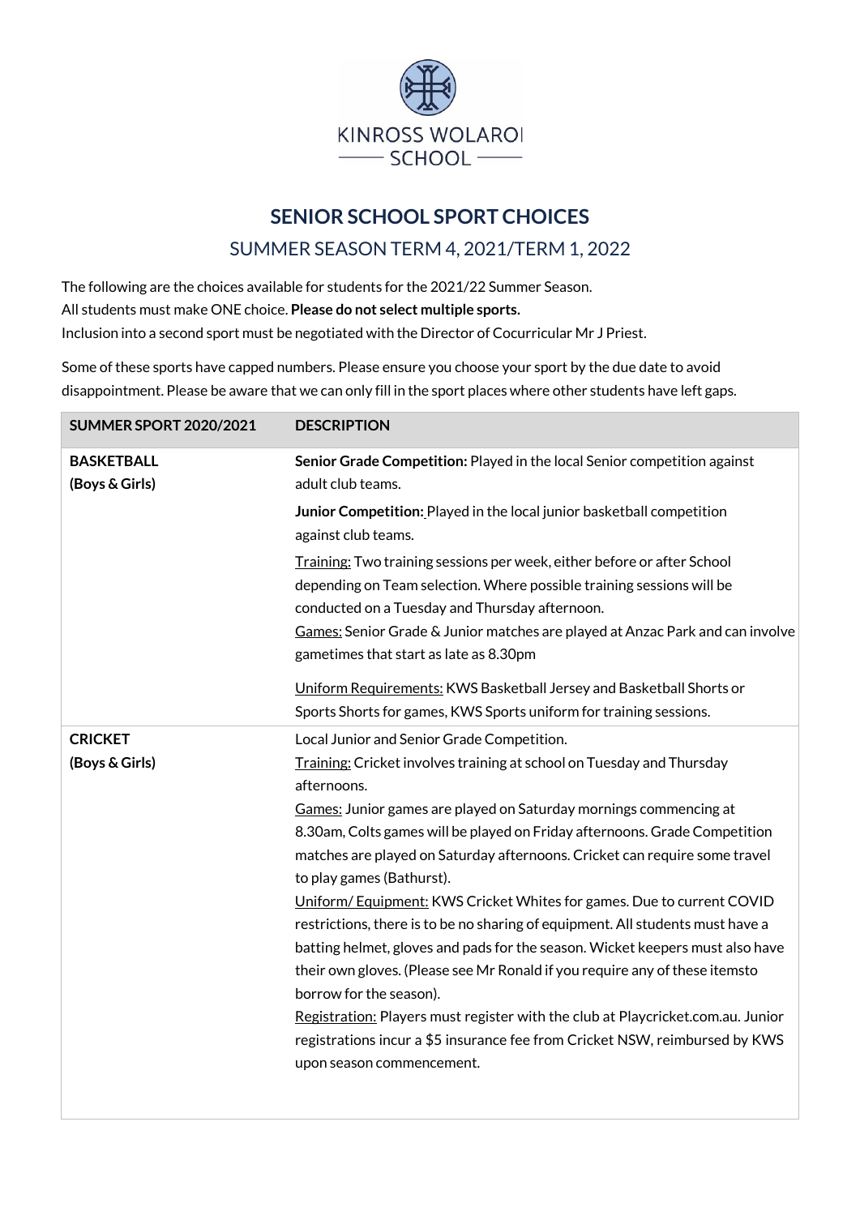KINROSS WOLAROI SCHOOL

# SENIOR SCHOOL SPORT CHOICES

## SUMMER SEASON TERM 4, 2021/TERM 1, 2022

The following are the choices available for students for the 2021/22 Summer Season.
All students must make ONE choice. **Please do not select multiple sports.**
Inclusion into a second sport must be negotiated with the Director of Cocurricular Mr J Priest.

Some of these sports have capped numbers. Please ensure you choose your sport by the due date to avoid disappointment. Please be aware that we can only fill in the sport places where other students have left gaps.

| SUMMER SPORT 2020/2021 | DESCRIPTION |
|---|---|
| **BASKETBALL (Boys & Girls)** | **Senior Grade Competition:** Played in the local Senior competition against adult club teams.<br>**Junior Competition:** Played in the local junior basketball competition against club teams.<br>Training: Two training sessions per week, either before or after School depending on Team selection. Where possible training sessions will be conducted on a Tuesday and Thursday afternoon.<br>Games: Senior Grade & Junior matches are played at Anzac Park and can involve gametimes that start as late as 8.30pm<br>Uniform Requirements: KWS Basketball Jersey and Basketball Shorts or Sports Shorts for games, KWS Sports uniform for training sessions. |
| **CRICKET (Boys & Girls)** | Local Junior and Senior Grade Competition.<br>Training: Cricket involves training at school on Tuesday and Thursday afternoons.<br>Games: Junior games are played on Saturday mornings commencing at 8.30am, Colts games will be played on Friday afternoons. Grade Competition matches are played on Saturday afternoons. Cricket can require some travel to play games (Bathurst).<br>Uniform/ Equipment: KWS Cricket Whites for games. Due to current COVID restrictions, there is to be no sharing of equipment. All students must have a batting helmet, gloves and pads for the season. Wicket keepers must also have their own gloves. (Please see Mr Ronald if you require any of these itemsto borrow for the season).<br>Registration: Players must register with the club at Playcricket.com.au. Junior registrations incur a $5 insurance fee from Cricket NSW, reimbursed by KWS upon season commencement. |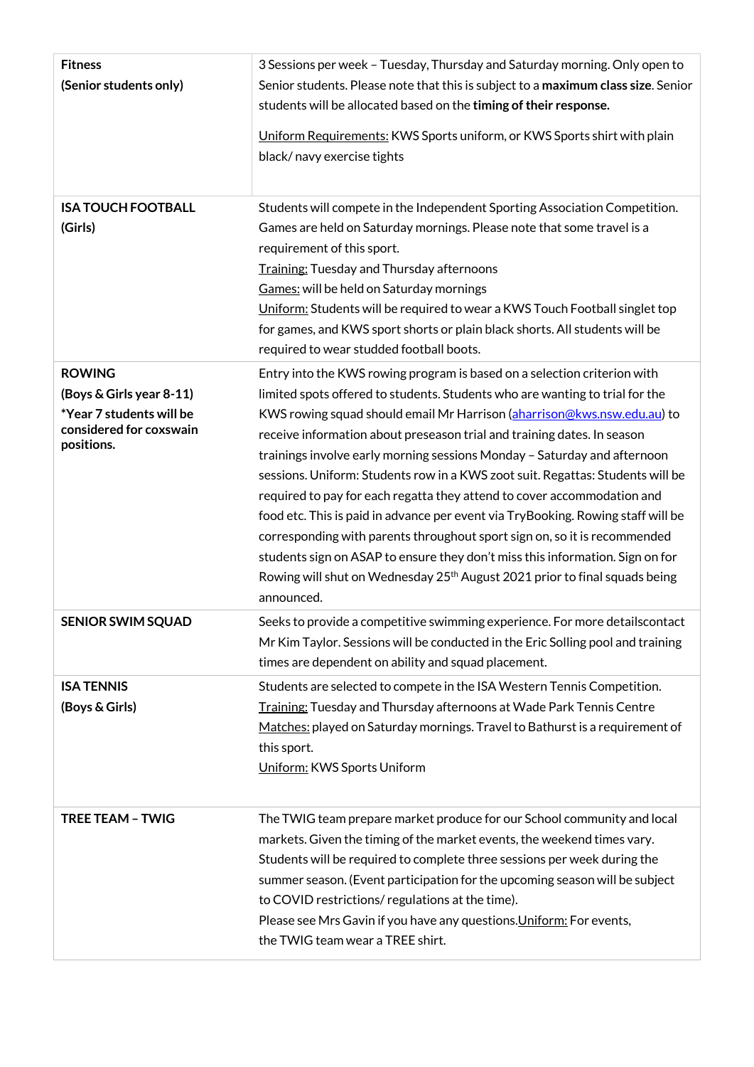| | |
|---|---|
| **Fitness**<br>**(Senior students only)** | 3 Sessions per week – Tuesday, Thursday and Saturday morning. Only open to Senior students. Please note that this is subject to a **maximum class size**. Senior students will be allocated based on the **timing of their response.**<br><br>Uniform Requirements: KWS Sports uniform, or KWS Sports shirt with plain black/ navy exercise tights |
| **ISA TOUCH FOOTBALL**<br>**(Girls)** | Students will compete in the Independent Sporting Association Competition. Games are held on Saturday mornings. Please note that some travel is a requirement of this sport.<br>Training: Tuesday and Thursday afternoons<br>Games: will be held on Saturday mornings<br>Uniform: Students will be required to wear a KWS Touch Football singlet top for games, and KWS sport shorts or plain black shorts. All students will be required to wear studded football boots. |
| **ROWING**<br>**(Boys & Girls year 8-11)**<br>**\*Year 7 students will be considered for coxswain positions.** | Entry into the KWS rowing program is based on a selection criterion with limited spots offered to students. Students who are wanting to trial for the KWS rowing squad should email Mr Harrison (aharrison@kws.nsw.edu.au) to receive information about preseason trial and training dates. In season trainings involve early morning sessions Monday – Saturday and afternoon sessions. Uniform: Students row in a KWS zoot suit. Regattas: Students will be required to pay for each regatta they attend to cover accommodation and food etc. This is paid in advance per event via TryBooking. Rowing staff will be corresponding with parents throughout sport sign on, so it is recommended students sign on ASAP to ensure they don't miss this information. Sign on for Rowing will shut on Wednesday 25th August 2021 prior to final squads being announced. |
| **SENIOR SWIM SQUAD** | Seeks to provide a competitive swimming experience. For more detailscontact Mr Kim Taylor. Sessions will be conducted in the Eric Solling pool and training times are dependent on ability and squad placement. |
| **ISA TENNIS**<br>**(Boys & Girls)** | Students are selected to compete in the ISA Western Tennis Competition.<br>Training: Tuesday and Thursday afternoons at Wade Park Tennis Centre<br>Matches: played on Saturday mornings. Travel to Bathurst is a requirement of this sport.<br>Uniform: KWS Sports Uniform |
| **TREE TEAM – TWIG** | The TWIG team prepare market produce for our School community and local markets. Given the timing of the market events, the weekend times vary. Students will be required to complete three sessions per week during the summer season. (Event participation for the upcoming season will be subject to COVID restrictions/ regulations at the time).<br>Please see Mrs Gavin if you have any questions.Uniform: For events, the TWIG team wear a TREE shirt. |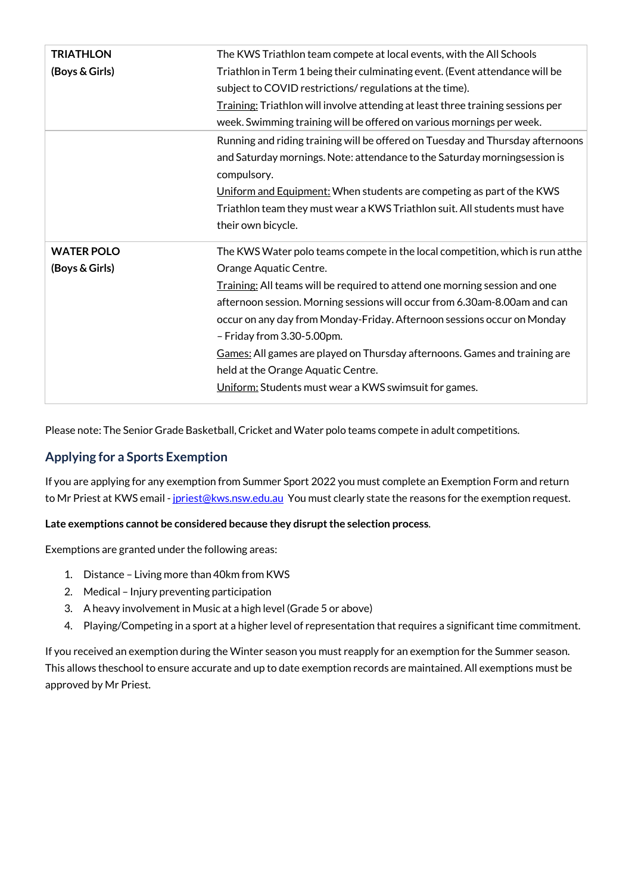| | |
|---|---|
| **TRIATHLON**<br>**(Boys & Girls)** | The KWS Triathlon team compete at local events, with the All Schools Triathlon in Term 1 being their culminating event. (Event attendance will be subject to COVID restrictions/ regulations at the time).<br>Training: Triathlon will involve attending at least three training sessions per week. Swimming training will be offered on various mornings per week. |
| | Running and riding training will be offered on Tuesday and Thursday afternoons and Saturday mornings. Note: attendance to the Saturday morningsession is compulsory.<br>Uniform and Equipment: When students are competing as part of the KWS Triathlon team they must wear a KWS Triathlon suit. All students must have their own bicycle. |
| **WATER POLO**<br>**(Boys & Girls)** | The KWS Water polo teams compete in the local competition, which is run atthe Orange Aquatic Centre.<br>Training: All teams will be required to attend one morning session and one afternoon session. Morning sessions will occur from 6.30am-8.00am and can occur on any day from Monday-Friday. Afternoon sessions occur on Monday – Friday from 3.30-5.00pm.<br>Games: All games are played on Thursday afternoons. Games and training are held at the Orange Aquatic Centre.<br>Uniform: Students must wear a KWS swimsuit for games. |

Please note: The Senior Grade Basketball, Cricket and Water polo teams compete in adult competitions.

## Applying for a Sports Exemption

If you are applying for any exemption from Summer Sport 2022 you must complete an Exemption Form and return to Mr Priest at KWS email - jpriest@kws.nsw.edu.au You must clearly state the reasons for the exemption request.

**Late exemptions cannot be considered because they disrupt the selection process**.

Exemptions are granted under the following areas:

1. Distance – Living more than 40km from KWS
2. Medical – Injury preventing participation
3. A heavy involvement in Music at a high level (Grade 5 or above)
4. Playing/Competing in a sport at a higher level of representation that requires a significant time commitment.

If you received an exemption during the Winter season you must reapply for an exemption for the Summer season. This allows theschool to ensure accurate and up to date exemption records are maintained. All exemptions must be approved by Mr Priest.